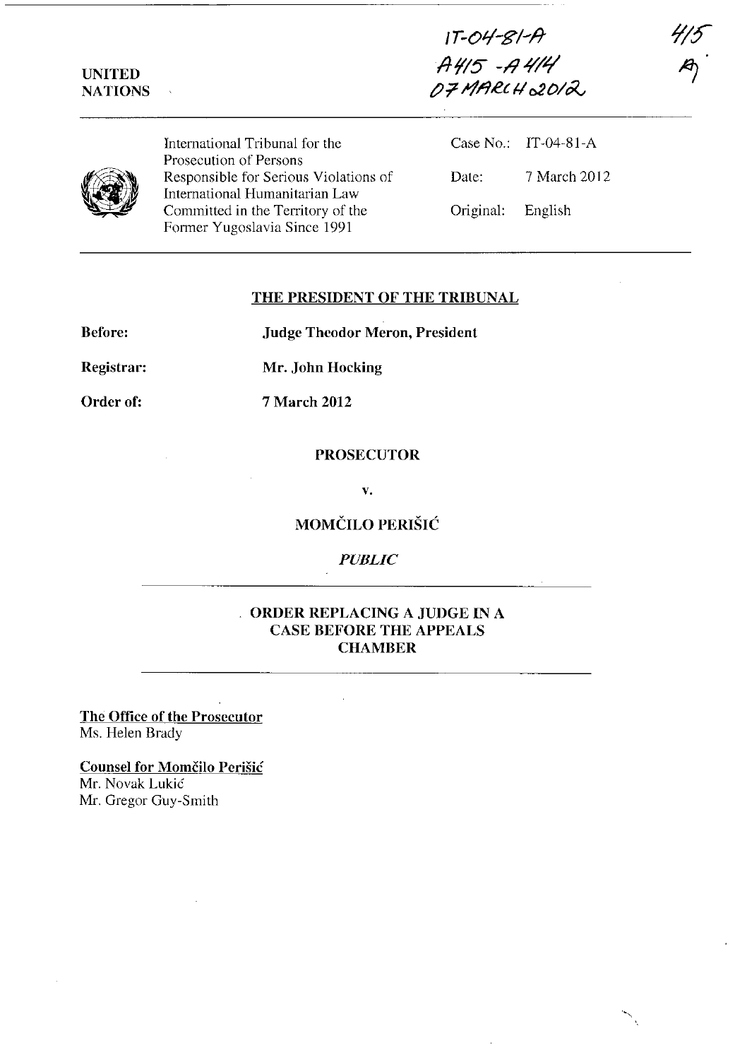IT-04-81-A
A415 - A414
07 MARCH 2012

415
A

UNITED NATIONS

International Tribunal for the Prosecution of Persons Responsible for Serious Violations of International Humanitarian Law Committed in the Territory of the Former Yugoslavia Since 1991

Case No.: IT-04-81-A

Date: 7 March 2012

Original: English

## THE PRESIDENT OF THE TRIBUNAL

**Before:** **Judge Theodor Meron, President**

**Registrar:** **Mr. John Hocking**

**Order of:** **7 March 2012**

**PROSECUTOR**

**v.**

**MOMČILO PERIŠIĆ**

***PUBLIC***

**ORDER REPLACING A JUDGE IN A CASE BEFORE THE APPEALS CHAMBER**

**The Office of the Prosecutor**
Ms. Helen Brady

**Counsel for Momčilo Perišić**
Mr. Novak Lukić
Mr. Gregor Guy-Smith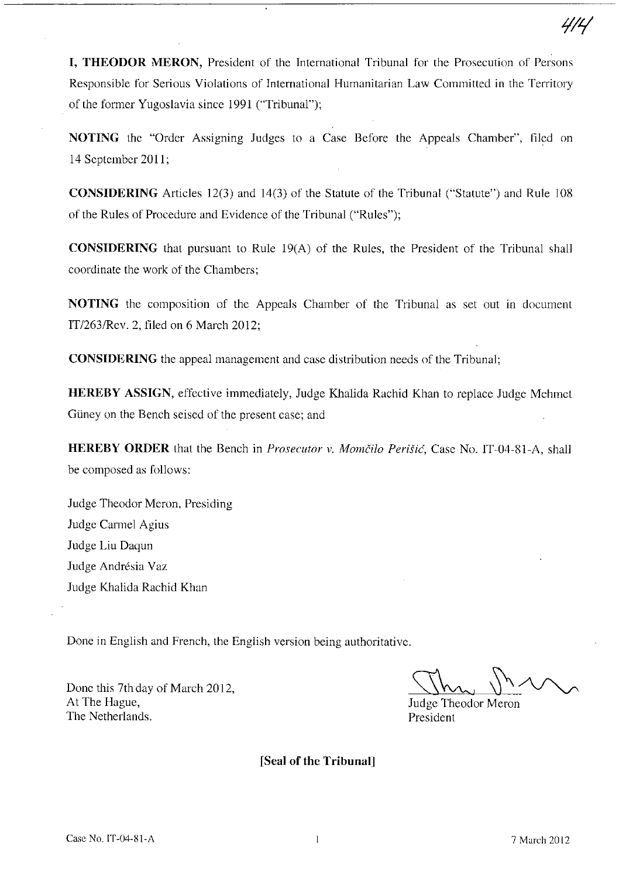**I, THEODOR MERON,** President of the International Tribunal for the Prosecution of Persons Responsible for Serious Violations of International Humanitarian Law Committed in the Territory of the former Yugoslavia since 1991 ("Tribunal");

**NOTING** the "Order Assigning Judges to a Case Before the Appeals Chamber", filed on 14 September 2011;

**CONSIDERING** Articles 12(3) and 14(3) of the Statute of the Tribunal ("Statute") and Rule 108 of the Rules of Procedure and Evidence of the Tribunal ("Rules");

**CONSIDERING** that pursuant to Rule 19(A) of the Rules, the President of the Tribunal shall coordinate the work of the Chambers;

**NOTING** the composition of the Appeals Chamber of the Tribunal as set out in document IT/263/Rev. 2, filed on 6 March 2012;

**CONSIDERING** the appeal management and case distribution needs of the Tribunal;

**HEREBY ASSIGN**, effective immediately, Judge Khalida Rachid Khan to replace Judge Mehmet Güney on the Bench seised of the present case; and

**HEREBY ORDER** that the Bench in *Prosecutor v. Momčilo Perišić*, Case No. IT-04-81-A, shall be composed as follows:

Judge Theodor Meron, Presiding
Judge Carmel Agius
Judge Liu Daqun
Judge Andrésia Vaz
Judge Khalida Rachid Khan

Done in English and French, the English version being authoritative.

Done this 7th day of March 2012,
At The Hague,
The Netherlands.

Judge Theodor Meron
President

**[Seal of the Tribunal]**